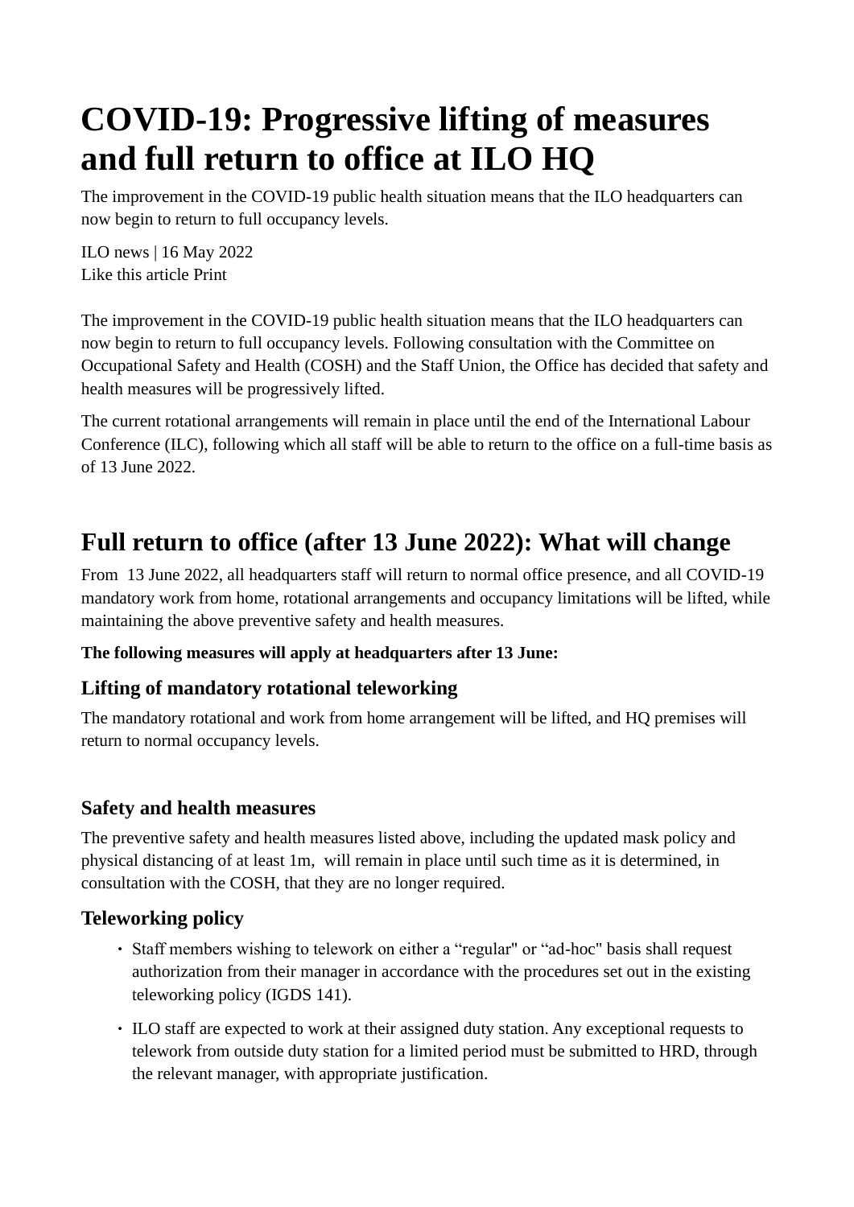# COVID-19: Progressive lifting of measures and full return to office at ILO HQ

The improvement in the COVID-19 public health situation means that the ILO headquarters can now begin to return to full occupancy levels.

ILO news | 16 May 2022
Like this article Print

The improvement in the COVID-19 public health situation means that the ILO headquarters can now begin to return to full occupancy levels. Following consultation with the Committee on Occupational Safety and Health (COSH) and the Staff Union, the Office has decided that safety and health measures will be progressively lifted.

The current rotational arrangements will remain in place until the end of the International Labour Conference (ILC), following which all staff will be able to return to the office on a full-time basis as of 13 June 2022.

## Full return to office (after 13 June 2022): What will change

From 13 June 2022, all headquarters staff will return to normal office presence, and all COVID-19 mandatory work from home, rotational arrangements and occupancy limitations will be lifted, while maintaining the above preventive safety and health measures.

**The following measures will apply at headquarters after 13 June:**

### Lifting of mandatory rotational teleworking

The mandatory rotational and work from home arrangement will be lifted, and HQ premises will return to normal occupancy levels.

### Safety and health measures

The preventive safety and health measures listed above, including the updated mask policy and physical distancing of at least 1m, will remain in place until such time as it is determined, in consultation with the COSH, that they are no longer required.

### Teleworking policy

- Staff members wishing to telework on either a "regular" or "ad-hoc" basis shall request authorization from their manager in accordance with the procedures set out in the existing teleworking policy (IGDS 141).
- ILO staff are expected to work at their assigned duty station. Any exceptional requests to telework from outside duty station for a limited period must be submitted to HRD, through the relevant manager, with appropriate justification.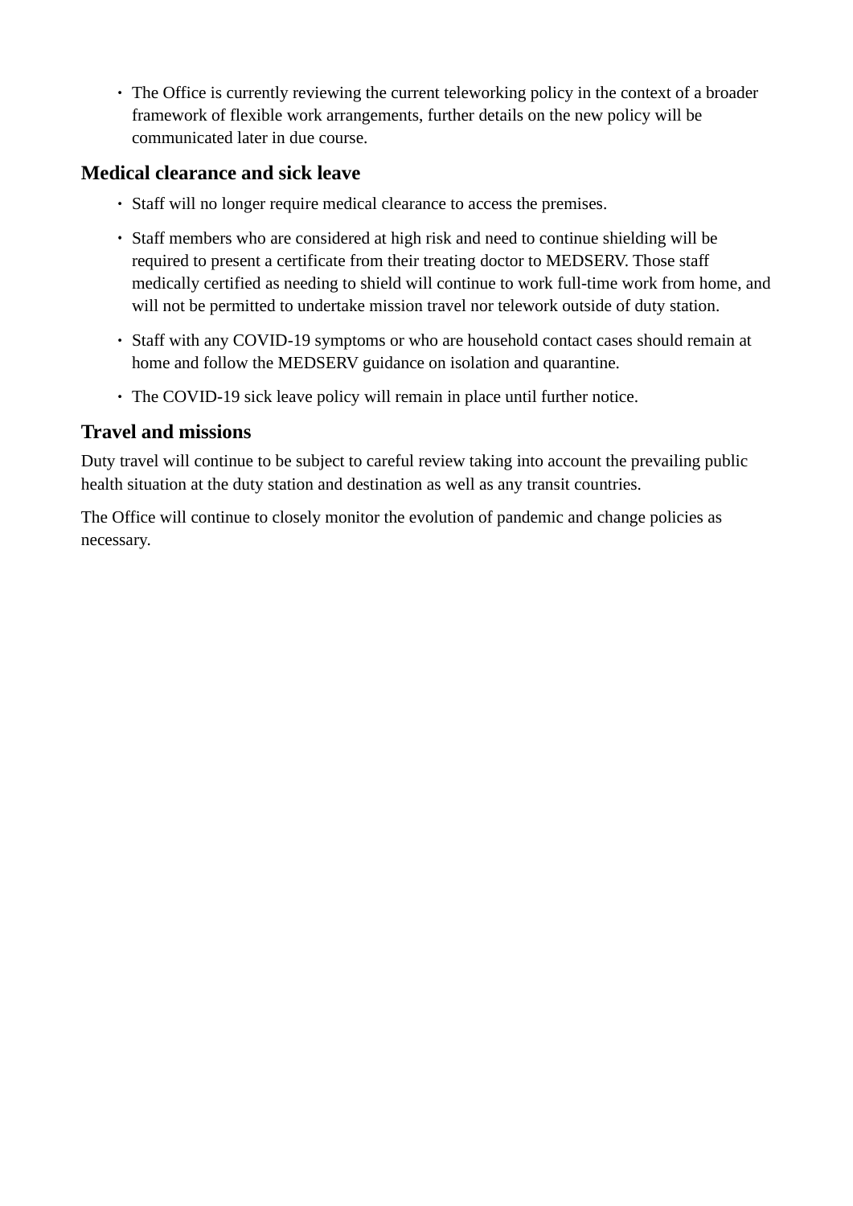- The Office is currently reviewing the current teleworking policy in the context of a broader framework of flexible work arrangements, further details on the new policy will be communicated later in due course.

## Medical clearance and sick leave

- Staff will no longer require medical clearance to access the premises.
- Staff members who are considered at high risk and need to continue shielding will be required to present a certificate from their treating doctor to MEDSERV. Those staff medically certified as needing to shield will continue to work full-time work from home, and will not be permitted to undertake mission travel nor telework outside of duty station.
- Staff with any COVID-19 symptoms or who are household contact cases should remain at home and follow the MEDSERV guidance on isolation and quarantine.
- The COVID-19 sick leave policy will remain in place until further notice.

## Travel and missions

Duty travel will continue to be subject to careful review taking into account the prevailing public health situation at the duty station and destination as well as any transit countries.

The Office will continue to closely monitor the evolution of pandemic and change policies as necessary.